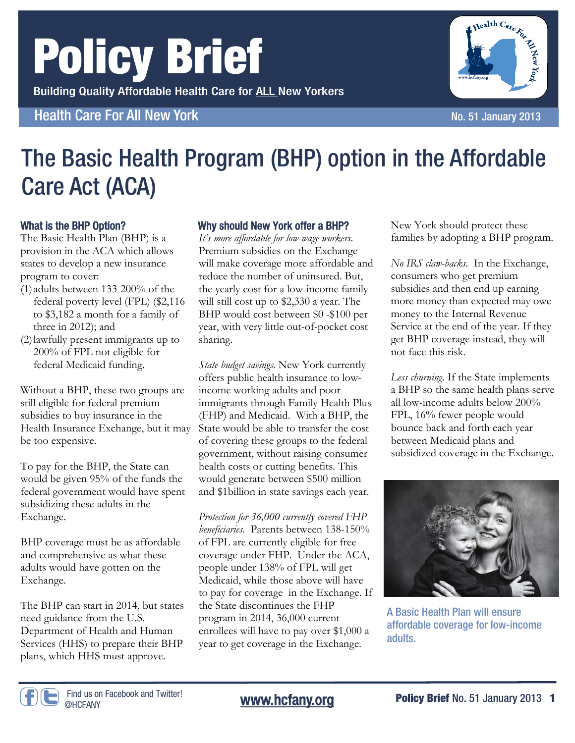# Policy Brief

Building Quality Affordable Health Care for ALL New Yorkers

Health Care For All New York

No. 51 January 2013

# The Basic Health Program (BHP) option in the Affordable Care Act (ACA)

### What is the BHP Option?

The Basic Health Plan (BHP) is a provision in the ACA which allows states to develop a new insurance program to cover:

(1) adults between 133-200% of the federal poverty level (FPL) ($2,116 to $3,182 a month for a family of three in 2012); and

(2) lawfully present immigrants up to 200% of FPL not eligible for federal Medicaid funding.

Without a BHP, these two groups are still eligible for federal premium subsidies to buy insurance in the Health Insurance Exchange, but it may be too expensive.

To pay for the BHP, the State can would be given 95% of the funds the federal government would have spent subsidizing these adults in the Exchange.

BHP coverage must be as affordable and comprehensive as what these adults would have gotten on the Exchange.

The BHP can start in 2014, but states need guidance from the U.S. Department of Health and Human Services (HHS) to prepare their BHP plans, which HHS must approve.

### Why should New York offer a BHP?

*It's more affordable for low-wage workers.* Premium subsidies on the Exchange will make coverage more affordable and reduce the number of uninsured. But, the yearly cost for a low-income family will still cost up to $2,330 a year. The BHP would cost between $0 -$100 per year, with very little out-of-pocket cost sharing.

*State budget savings.* New York currently offers public health insurance to low-income working adults and poor immigrants through Family Health Plus (FHP) and Medicaid. With a BHP, the State would be able to transfer the cost of covering these groups to the federal government, without raising consumer health costs or cutting benefits. This would generate between $500 million and $1billion in state savings each year.

*Protection for 36,000 currently covered FHP beneficiaries.* Parents between 138-150% of FPL are currently eligible for free coverage under FHP. Under the ACA, people under 138% of FPL will get Medicaid, while those above will have to pay for coverage in the Exchange. If the State discontinues the FHP program in 2014, 36,000 current enrollees will have to pay over $1,000 a year to get coverage in the Exchange. New York should protect these families by adopting a BHP program.

*No IRS claw-backs.* In the Exchange, consumers who get premium subsidies and then end up earning more money than expected may owe money to the Internal Revenue Service at the end of the year. If they get BHP coverage instead, they will not face this risk.

*Less churning.* If the State implements a BHP so the same health plans serve all low-income adults below 200% FPL, 16% fewer people would bounce back and forth each year between Medicaid plans and subsidized coverage in the Exchange.

A Basic Health Plan will ensure affordable coverage for low-income adults.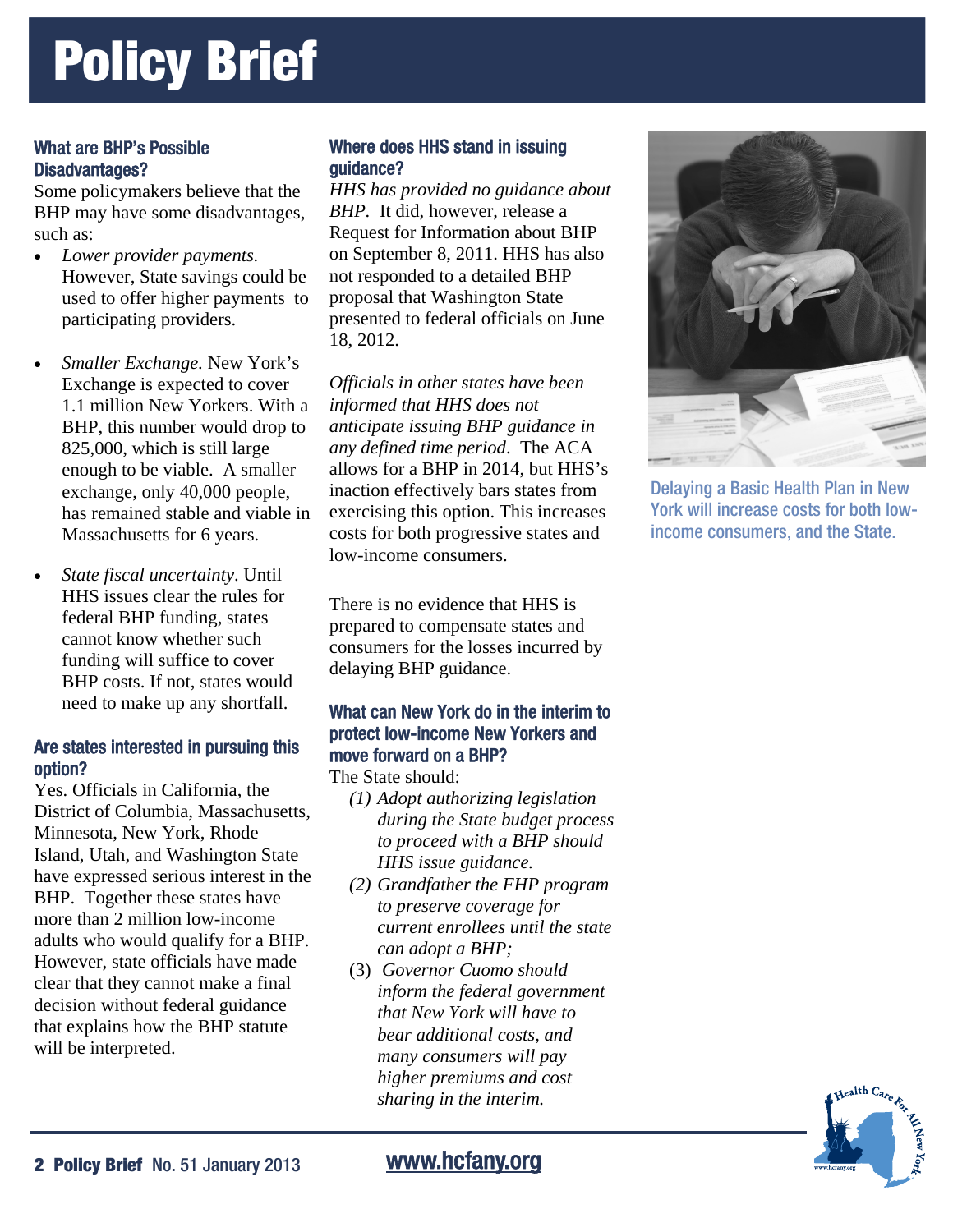### What are BHP's Possible Disadvantages?

Some policymakers believe that the BHP may have some disadvantages, such as:

- *Lower provider payments.* However, State savings could be used to offer higher payments to participating providers.
- *Smaller Exchange.* New York's Exchange is expected to cover 1.1 million New Yorkers. With a BHP, this number would drop to 825,000, which is still large enough to be viable. A smaller exchange, only 40,000 people, has remained stable and viable in Massachusetts for 6 years.
- *State fiscal uncertainty*. Until HHS issues clear the rules for federal BHP funding, states cannot know whether such funding will suffice to cover BHP costs. If not, states would need to make up any shortfall.

### Are states interested in pursuing this option?

Yes. Officials in California, the District of Columbia, Massachusetts, Minnesota, New York, Rhode Island, Utah, and Washington State have expressed serious interest in the BHP. Together these states have more than 2 million low-income adults who would qualify for a BHP. However, state officials have made clear that they cannot make a final decision without federal guidance that explains how the BHP statute will be interpreted.

### Where does HHS stand in issuing guidance?

*HHS has provided no guidance about BHP*. It did, however, release a Request for Information about BHP on September 8, 2011. HHS has also not responded to a detailed BHP proposal that Washington State presented to federal officials on June 18, 2012.

*Officials in other states have been informed that HHS does not anticipate issuing BHP guidance in any defined time period*. The ACA allows for a BHP in 2014, but HHS's inaction effectively bars states from exercising this option. This increases costs for both progressive states and low-income consumers.

There is no evidence that HHS is prepared to compensate states and consumers for the losses incurred by delaying BHP guidance.

### What can New York do in the interim to protect low-income New Yorkers and move forward on a BHP?

The State should:

(1) *Adopt authorizing legislation during the State budget process to proceed with a BHP should HHS issue guidance.*

(2) *Grandfather the FHP program to preserve coverage for current enrollees until the state can adopt a BHP;*

(3) *Governor Cuomo should inform the federal government that New York will have to bear additional costs, and many consumers will pay higher premiums and cost sharing in the interim.*

Delaying a Basic Health Plan in New York will increase costs for both low-income consumers, and the State.

www.hcfany.org